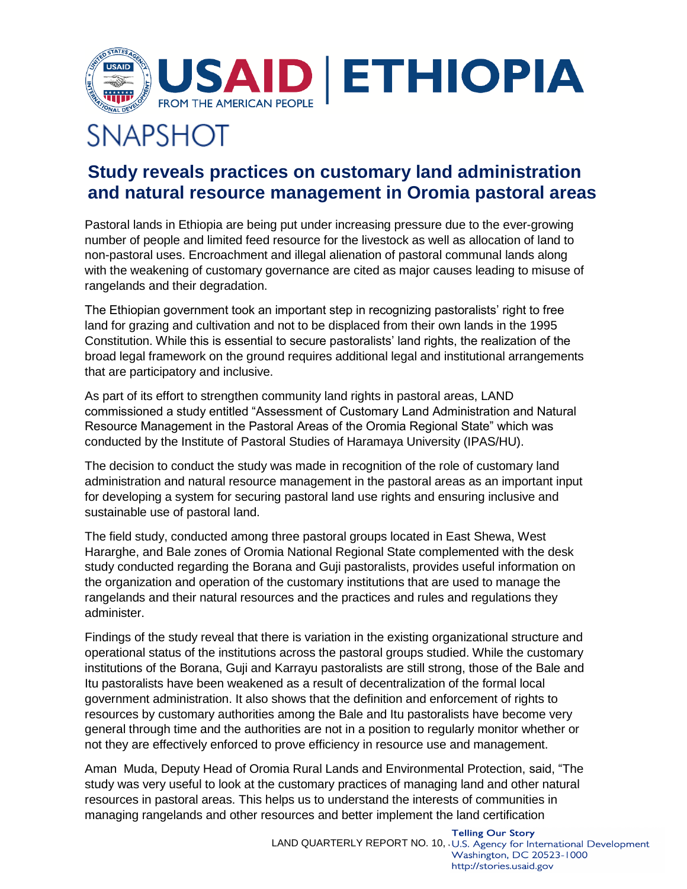# USAID | ETHIOPIA

FROM THE AMERICAN PEOPLE

SNAPSHOT

## Study reveals practices on customary land administration and natural resource management in Oromia pastoral areas

Pastoral lands in Ethiopia are being put under increasing pressure due to the ever-growing number of people and limited feed resource for the livestock as well as allocation of land to non-pastoral uses. Encroachment and illegal alienation of pastoral communal lands along with the weakening of customary governance are cited as major causes leading to misuse of rangelands and their degradation.

The Ethiopian government took an important step in recognizing pastoralists' right to free land for grazing and cultivation and not to be displaced from their own lands in the 1995 Constitution. While this is essential to secure pastoralists' land rights, the realization of the broad legal framework on the ground requires additional legal and institutional arrangements that are participatory and inclusive.

As part of its effort to strengthen community land rights in pastoral areas, LAND commissioned a study entitled "Assessment of Customary Land Administration and Natural Resource Management in the Pastoral Areas of the Oromia Regional State" which was conducted by the Institute of Pastoral Studies of Haramaya University (IPAS/HU).

The decision to conduct the study was made in recognition of the role of customary land administration and natural resource management in the pastoral areas as an important input for developing a system for securing pastoral land use rights and ensuring inclusive and sustainable use of pastoral land.

The field study, conducted among three pastoral groups located in East Shewa, West Hararghe, and Bale zones of Oromia National Regional State complemented with the desk study conducted regarding the Borana and Guji pastoralists, provides useful information on the organization and operation of the customary institutions that are used to manage the rangelands and their natural resources and the practices and rules and regulations they administer.

Findings of the study reveal that there is variation in the existing organizational structure and operational status of the institutions across the pastoral groups studied. While the customary institutions of the Borana, Guji and Karrayu pastoralists are still strong, those of the Bale and Itu pastoralists have been weakened as a result of decentralization of the formal local government administration. It also shows that the definition and enforcement of rights to resources by customary authorities among the Bale and Itu pastoralists have become very general through time and the authorities are not in a position to regularly monitor whether or not they are effectively enforced to prove efficiency in resource use and management.

Aman Muda, Deputy Head of Oromia Rural Lands and Environmental Protection, said, "The study was very useful to look at the customary practices of managing land and other natural resources in pastoral areas. This helps us to understand the interests of communities in managing rangelands and other resources and better implement the land certification

LAND QUARTERLY REPORT NO. 10,

Telling Our Story
U.S. Agency for International Development
Washington, DC 20523-1000
http://stories.usaid.gov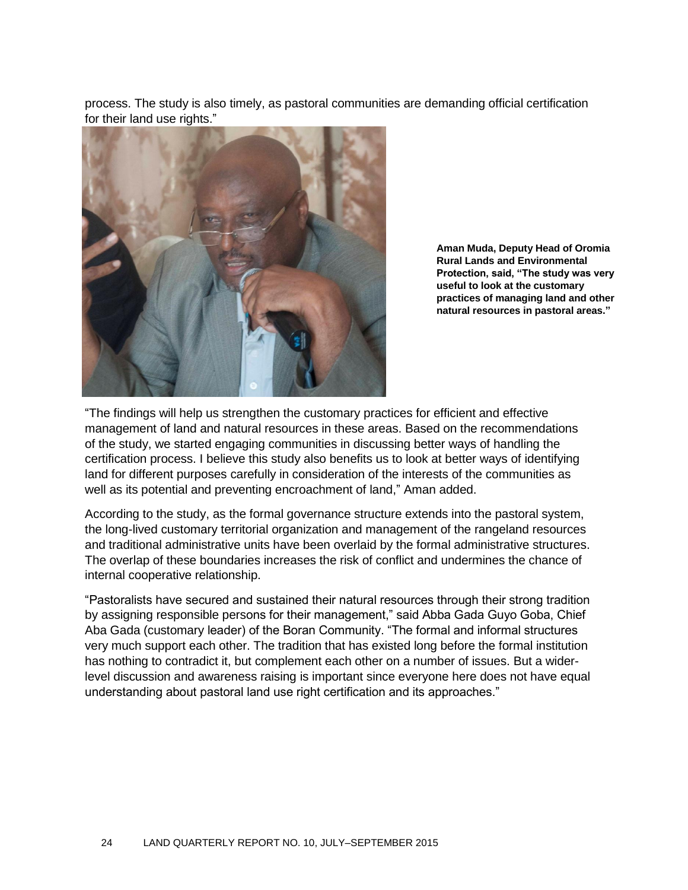process. The study is also timely, as pastoral communities are demanding official certification for their land use rights."

**Aman Muda, Deputy Head of Oromia Rural Lands and Environmental Protection, said, "The study was very useful to look at the customary practices of managing land and other natural resources in pastoral areas."**

"The findings will help us strengthen the customary practices for efficient and effective management of land and natural resources in these areas. Based on the recommendations of the study, we started engaging communities in discussing better ways of handling the certification process. I believe this study also benefits us to look at better ways of identifying land for different purposes carefully in consideration of the interests of the communities as well as its potential and preventing encroachment of land," Aman added.

According to the study, as the formal governance structure extends into the pastoral system, the long-lived customary territorial organization and management of the rangeland resources and traditional administrative units have been overlaid by the formal administrative structures. The overlap of these boundaries increases the risk of conflict and undermines the chance of internal cooperative relationship.

"Pastoralists have secured and sustained their natural resources through their strong tradition by assigning responsible persons for their management," said Abba Gada Guyo Goba, Chief Aba Gada (customary leader) of the Boran Community. "The formal and informal structures very much support each other. The tradition that has existed long before the formal institution has nothing to contradict it, but complement each other on a number of issues. But a wider-level discussion and awareness raising is important since everyone here does not have equal understanding about pastoral land use right certification and its approaches."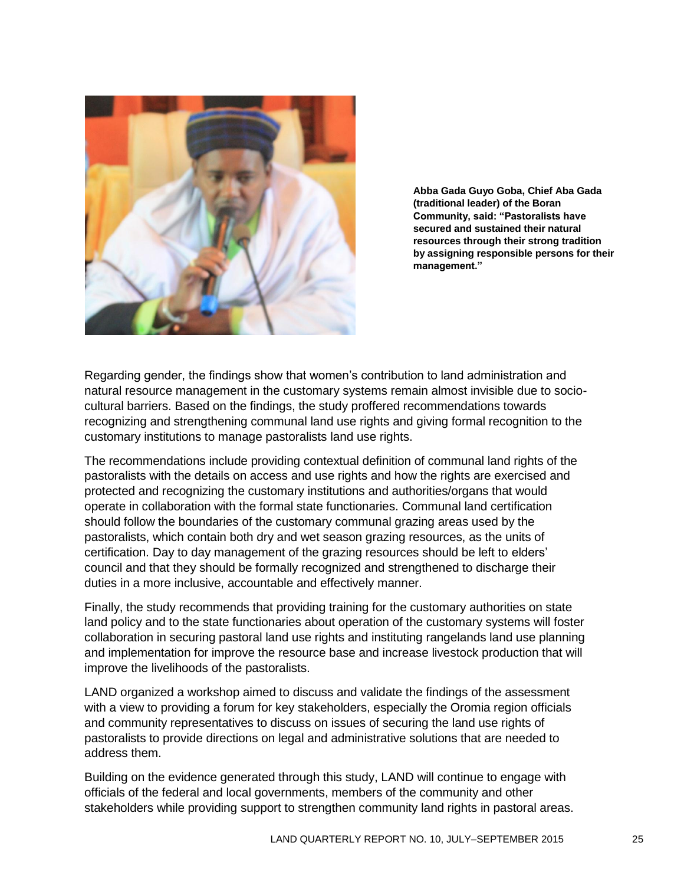**Abba Gada Guyo Goba, Chief Aba Gada (traditional leader) of the Boran Community, said: "Pastoralists have secured and sustained their natural resources through their strong tradition by assigning responsible persons for their management."**

Regarding gender, the findings show that women's contribution to land administration and natural resource management in the customary systems remain almost invisible due to socio-cultural barriers. Based on the findings, the study proffered recommendations towards recognizing and strengthening communal land use rights and giving formal recognition to the customary institutions to manage pastoralists land use rights.

The recommendations include providing contextual definition of communal land rights of the pastoralists with the details on access and use rights and how the rights are exercised and protected and recognizing the customary institutions and authorities/organs that would operate in collaboration with the formal state functionaries. Communal land certification should follow the boundaries of the customary communal grazing areas used by the pastoralists, which contain both dry and wet season grazing resources, as the units of certification. Day to day management of the grazing resources should be left to elders' council and that they should be formally recognized and strengthened to discharge their duties in a more inclusive, accountable and effectively manner.

Finally, the study recommends that providing training for the customary authorities on state land policy and to the state functionaries about operation of the customary systems will foster collaboration in securing pastoral land use rights and instituting rangelands land use planning and implementation for improve the resource base and increase livestock production that will improve the livelihoods of the pastoralists.

LAND organized a workshop aimed to discuss and validate the findings of the assessment with a view to providing a forum for key stakeholders, especially the Oromia region officials and community representatives to discuss on issues of securing the land use rights of pastoralists to provide directions on legal and administrative solutions that are needed to address them.

Building on the evidence generated through this study, LAND will continue to engage with officials of the federal and local governments, members of the community and other stakeholders while providing support to strengthen community land rights in pastoral areas.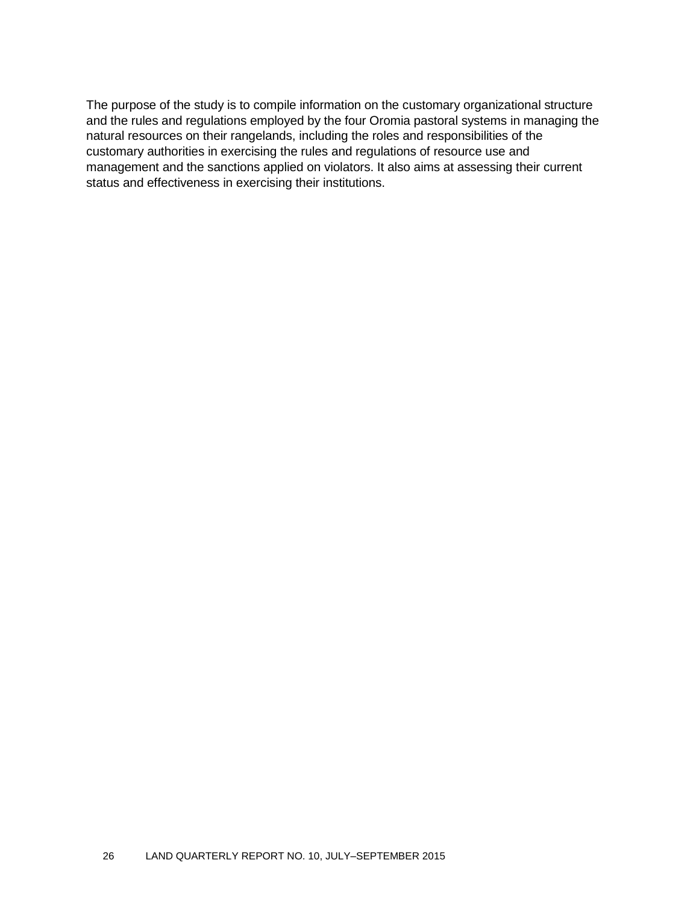The purpose of the study is to compile information on the customary organizational structure and the rules and regulations employed by the four Oromia pastoral systems in managing the natural resources on their rangelands, including the roles and responsibilities of the customary authorities in exercising the rules and regulations of resource use and management and the sanctions applied on violators. It also aims at assessing their current status and effectiveness in exercising their institutions.